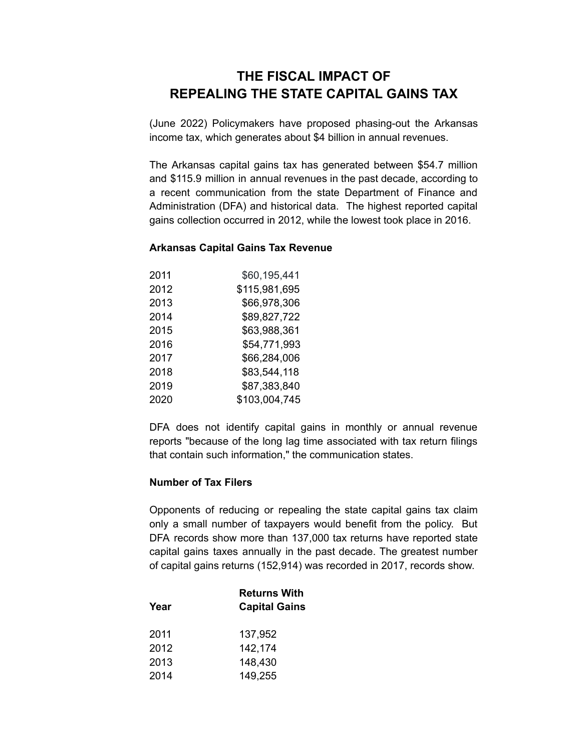# THE FISCAL IMPACT OF REPEALING THE STATE CAPITAL GAINS TAX

(June 2022) Policymakers have proposed phasing-out the Arkansas income tax, which generates about $4 billion in annual revenues.

The Arkansas capital gains tax has generated between $54.7 million and $115.9 million in annual revenues in the past decade, according to a recent communication from the state Department of Finance and Administration (DFA) and historical data. The highest reported capital gains collection occurred in 2012, while the lowest took place in 2016.

### Arkansas Capital Gains Tax Revenue

| | |
|---|---|
| 2011 | $60,195,441 |
| 2012 | $115,981,695 |
| 2013 | $66,978,306 |
| 2014 | $89,827,722 |
| 2015 | $63,988,361 |
| 2016 | $54,771,993 |
| 2017 | $66,284,006 |
| 2018 | $83,544,118 |
| 2019 | $87,383,840 |
| 2020 | $103,004,745 |

DFA does not identify capital gains in monthly or annual revenue reports "because of the long lag time associated with tax return filings that contain such information," the communication states.

### Number of Tax Filers

Opponents of reducing or repealing the state capital gains tax claim only a small number of taxpayers would benefit from the policy. But DFA records show more than 137,000 tax returns have reported state capital gains taxes annually in the past decade. The greatest number of capital gains returns (152,914) was recorded in 2017, records show.

| Year | Returns With Capital Gains |
|---|---|
| 2011 | 137,952 |
| 2012 | 142,174 |
| 2013 | 148,430 |
| 2014 | 149,255 |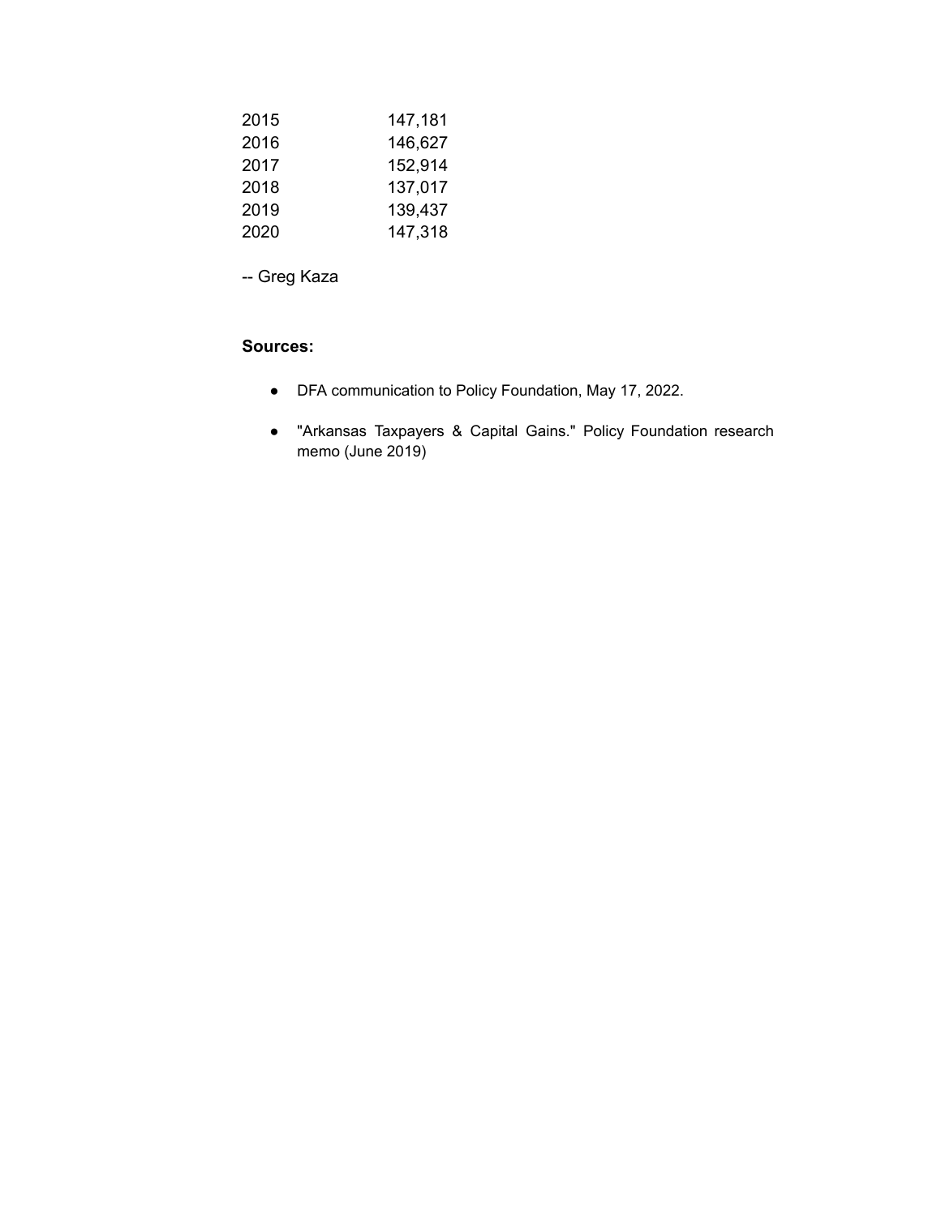| | |
|---|---|
| 2015 | 147,181 |
| 2016 | 146,627 |
| 2017 | 152,914 |
| 2018 | 137,017 |
| 2019 | 139,437 |
| 2020 | 147,318 |

-- Greg Kaza

**Sources:**

- DFA communication to Policy Foundation, May 17, 2022.
- "Arkansas Taxpayers & Capital Gains." Policy Foundation research memo (June 2019)